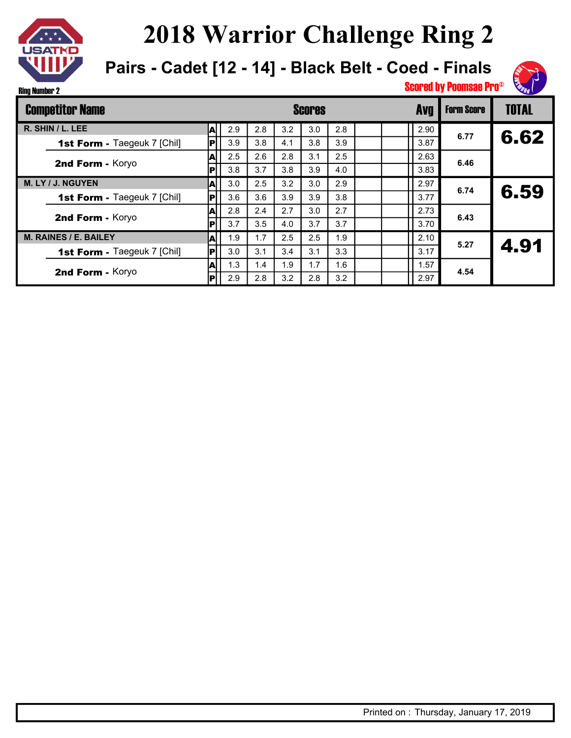# 2018 Warrior Challenge Ring 2

## Pairs - Cadet [12 - 14] - Black Belt - Coed - Finals

Ring Number 2

Scored by Poomsae Pro©

| Competitor Name | | Scores | | | | | | | Avg | Form Score | TOTAL |
|---|---|---|---|---|---|---|---|---|---|---|---|
| R. SHIN / L. LEE | A | 2.9 | 2.8 | 3.2 | 3.0 | 2.8 | | | 2.90 | 6.77 | 6.62 |
| **1st Form -** Taegeuk 7 [Chil] | P | 3.9 | 3.8 | 4.1 | 3.8 | 3.9 | | | 3.87 | | |
| **2nd Form -** Koryo | A | 2.5 | 2.6 | 2.8 | 3.1 | 2.5 | | | 2.63 | 6.46 | |
| | P | 3.8 | 3.7 | 3.8 | 3.9 | 4.0 | | | 3.83 | | |
| M. LY / J. NGUYEN | A | 3.0 | 2.5 | 3.2 | 3.0 | 2.9 | | | 2.97 | 6.74 | 6.59 |
| **1st Form -** Taegeuk 7 [Chil] | P | 3.6 | 3.6 | 3.9 | 3.9 | 3.8 | | | 3.77 | | |
| **2nd Form -** Koryo | A | 2.8 | 2.4 | 2.7 | 3.0 | 2.7 | | | 2.73 | 6.43 | |
| | P | 3.7 | 3.5 | 4.0 | 3.7 | 3.7 | | | 3.70 | | |
| M. RAINES / E. BAILEY | A | 1.9 | 1.7 | 2.5 | 2.5 | 1.9 | | | 2.10 | 5.27 | 4.91 |
| **1st Form -** Taegeuk 7 [Chil] | P | 3.0 | 3.1 | 3.4 | 3.1 | 3.3 | | | 3.17 | | |
| **2nd Form -** Koryo | A | 1.3 | 1.4 | 1.9 | 1.7 | 1.6 | | | 1.57 | 4.54 | |
| | P | 2.9 | 2.8 | 3.2 | 2.8 | 3.2 | | | 2.97 | | |

Printed on : Thursday, January 17, 2019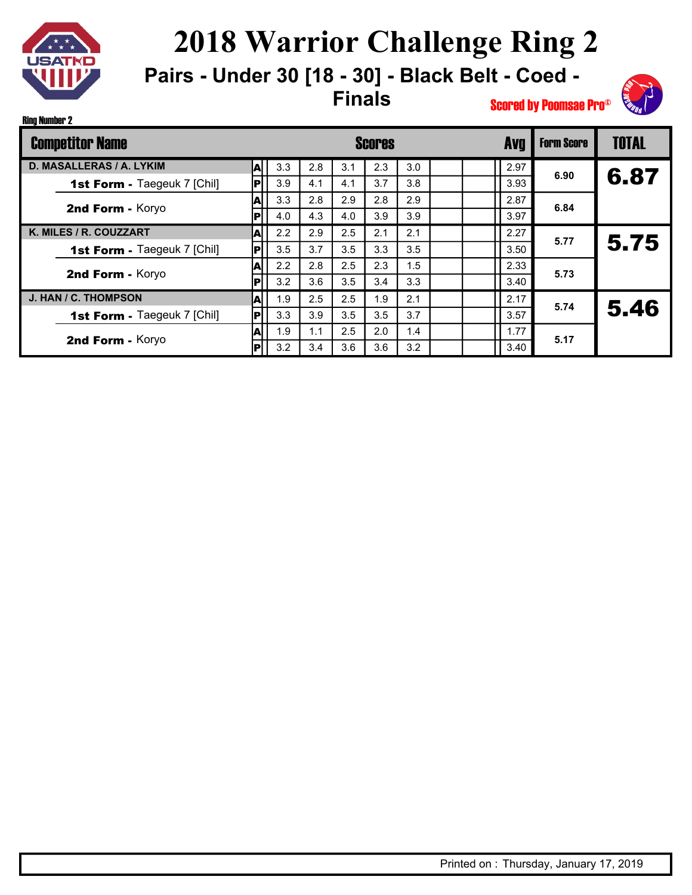# 2018 Warrior Challenge Ring 2

## Pairs - Under 30 [18 - 30] - Black Belt - Coed - Finals

Scored by Poomsae Pro©

Ring Number 2

| Competitor Name | | Scores | | | | | | | Avg | Form Score | TOTAL |
|---|---|---|---|---|---|---|---|---|---|---|---|
| D. MASALLERAS / A. LYKIM | A | 3.3 | 2.8 | 3.1 | 2.3 | 3.0 | | | 2.97 | 6.90 | 6.87 |
| **1st Form -** Taegeuk 7 [Chil] | P | 3.9 | 4.1 | 4.1 | 3.7 | 3.8 | | | 3.93 | | |
| **2nd Form -** Koryo | A | 3.3 | 2.8 | 2.9 | 2.8 | 2.9 | | | 2.87 | 6.84 | |
| | P | 4.0 | 4.3 | 4.0 | 3.9 | 3.9 | | | 3.97 | | |
| K. MILES / R. COUZZART | A | 2.2 | 2.9 | 2.5 | 2.1 | 2.1 | | | 2.27 | 5.77 | 5.75 |
| **1st Form -** Taegeuk 7 [Chil] | P | 3.5 | 3.7 | 3.5 | 3.3 | 3.5 | | | 3.50 | | |
| **2nd Form -** Koryo | A | 2.2 | 2.8 | 2.5 | 2.3 | 1.5 | | | 2.33 | 5.73 | |
| | P | 3.2 | 3.6 | 3.5 | 3.4 | 3.3 | | | 3.40 | | |
| J. HAN / C. THOMPSON | A | 1.9 | 2.5 | 2.5 | 1.9 | 2.1 | | | 2.17 | 5.74 | 5.46 |
| **1st Form -** Taegeuk 7 [Chil] | P | 3.3 | 3.9 | 3.5 | 3.5 | 3.7 | | | 3.57 | | |
| **2nd Form -** Koryo | A | 1.9 | 1.1 | 2.5 | 2.0 | 1.4 | | | 1.77 | 5.17 | |
| | P | 3.2 | 3.4 | 3.6 | 3.6 | 3.2 | | | 3.40 | | |

Printed on : Thursday, January 17, 2019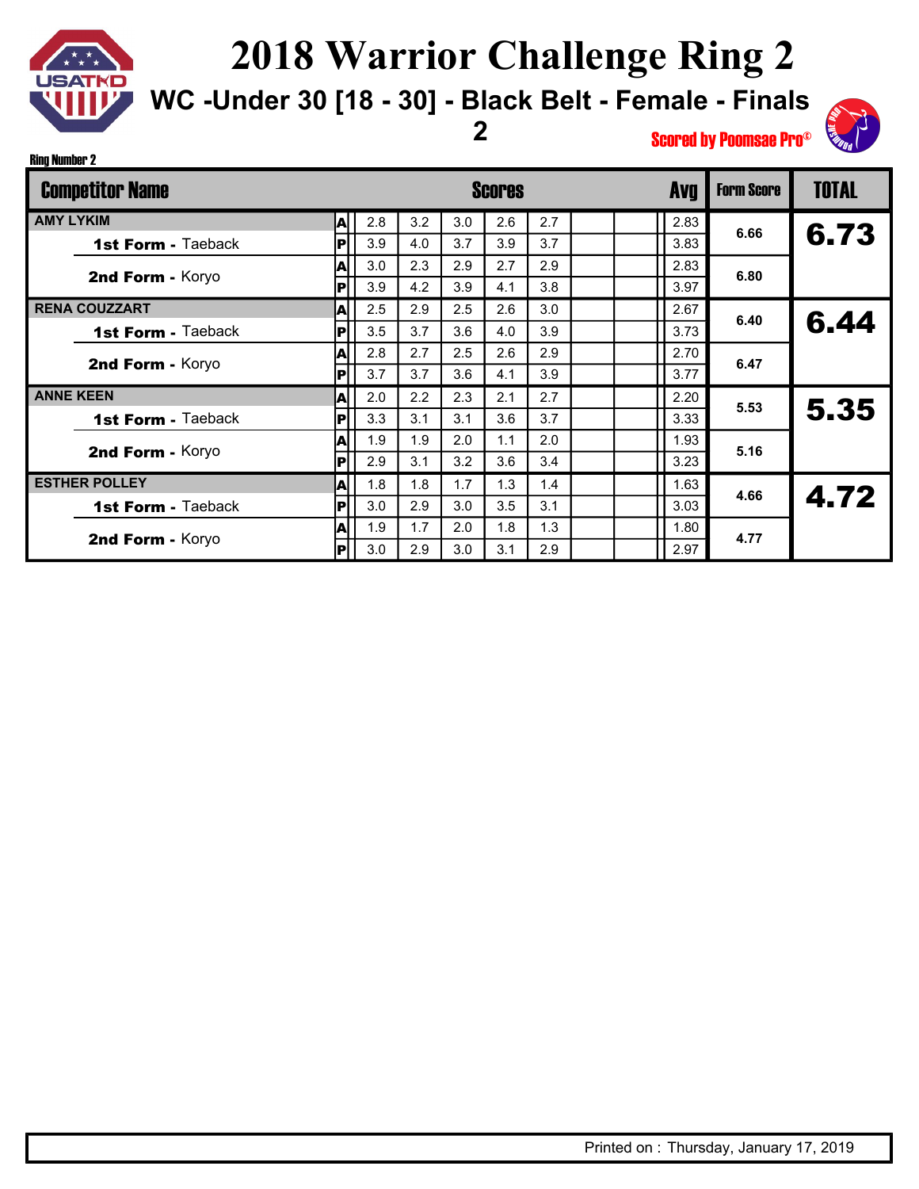# 2018 Warrior Challenge Ring 2

## WC -Under 30 [18 - 30] - Black Belt - Female - Finals 2

Scored by Poomsae Pro©

Ring Number 2

| Competitor Name | | Scores | | | | | | | Avg | Form Score | TOTAL |
|---|---|---|---|---|---|---|---|---|---|---|---|
| AMY LYKIM | A | 2.8 | 3.2 | 3.0 | 2.6 | 2.7 | | | 2.83 | 6.66 | 6.73 |
| 1st Form - Taeback | P | 3.9 | 4.0 | 3.7 | 3.9 | 3.7 | | | 3.83 | | |
| 2nd Form - Koryo | A | 3.0 | 2.3 | 2.9 | 2.7 | 2.9 | | | 2.83 | 6.80 | |
| | P | 3.9 | 4.2 | 3.9 | 4.1 | 3.8 | | | 3.97 | | |
| RENA COUZZART | A | 2.5 | 2.9 | 2.5 | 2.6 | 3.0 | | | 2.67 | 6.40 | 6.44 |
| 1st Form - Taeback | P | 3.5 | 3.7 | 3.6 | 4.0 | 3.9 | | | 3.73 | | |
| 2nd Form - Koryo | A | 2.8 | 2.7 | 2.5 | 2.6 | 2.9 | | | 2.70 | 6.47 | |
| | P | 3.7 | 3.7 | 3.6 | 4.1 | 3.9 | | | 3.77 | | |
| ANNE KEEN | A | 2.0 | 2.2 | 2.3 | 2.1 | 2.7 | | | 2.20 | 5.53 | 5.35 |
| 1st Form - Taeback | P | 3.3 | 3.1 | 3.1 | 3.6 | 3.7 | | | 3.33 | | |
| 2nd Form - Koryo | A | 1.9 | 1.9 | 2.0 | 1.1 | 2.0 | | | 1.93 | 5.16 | |
| | P | 2.9 | 3.1 | 3.2 | 3.6 | 3.4 | | | 3.23 | | |
| ESTHER POLLEY | A | 1.8 | 1.8 | 1.7 | 1.3 | 1.4 | | | 1.63 | 4.66 | 4.72 |
| 1st Form - Taeback | P | 3.0 | 2.9 | 3.0 | 3.5 | 3.1 | | | 3.03 | | |
| 2nd Form - Koryo | A | 1.9 | 1.7 | 2.0 | 1.8 | 1.3 | | | 1.80 | 4.77 | |
| | P | 3.0 | 2.9 | 3.0 | 3.1 | 2.9 | | | 2.97 | | |

Printed on : Thursday, January 17, 2019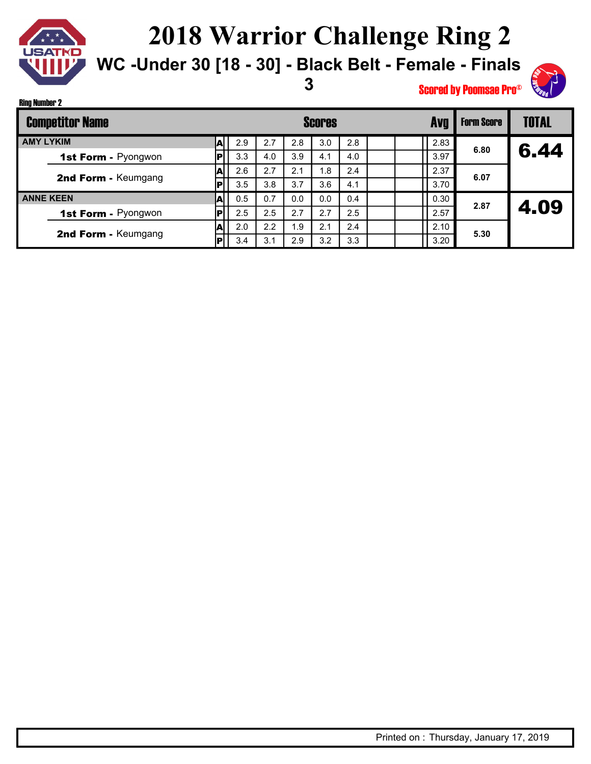# 2018 Warrior Challenge Ring 2

## WC -Under 30 [18 - 30] - Black Belt - Female - Finals

**3**

Scored by Poomsae Pro©

Ring Number 2

| Competitor Name | | Scores | | | | | | | Avg | Form Score | TOTAL |
|---|---|---|---|---|---|---|---|---|---|---|---|
| **AMY LYKIM** | A | 2.9 | 2.7 | 2.8 | 3.0 | 2.8 | | | 2.83 | 6.80 | **6.44** |
| **1st Form -** Pyongwon | P | 3.3 | 4.0 | 3.9 | 4.1 | 4.0 | | | 3.97 | | |
| **2nd Form -** Keumgang | A | 2.6 | 2.7 | 2.1 | 1.8 | 2.4 | | | 2.37 | 6.07 | |
| | P | 3.5 | 3.8 | 3.7 | 3.6 | 4.1 | | | 3.70 | | |
| **ANNE KEEN** | A | 0.5 | 0.7 | 0.0 | 0.0 | 0.4 | | | 0.30 | 2.87 | **4.09** |
| **1st Form -** Pyongwon | P | 2.5 | 2.5 | 2.7 | 2.7 | 2.5 | | | 2.57 | | |
| **2nd Form -** Keumgang | A | 2.0 | 2.2 | 1.9 | 2.1 | 2.4 | | | 2.10 | 5.30 | |
| | P | 3.4 | 3.1 | 2.9 | 3.2 | 3.3 | | | 3.20 | | |

Printed on : Thursday, January 17, 2019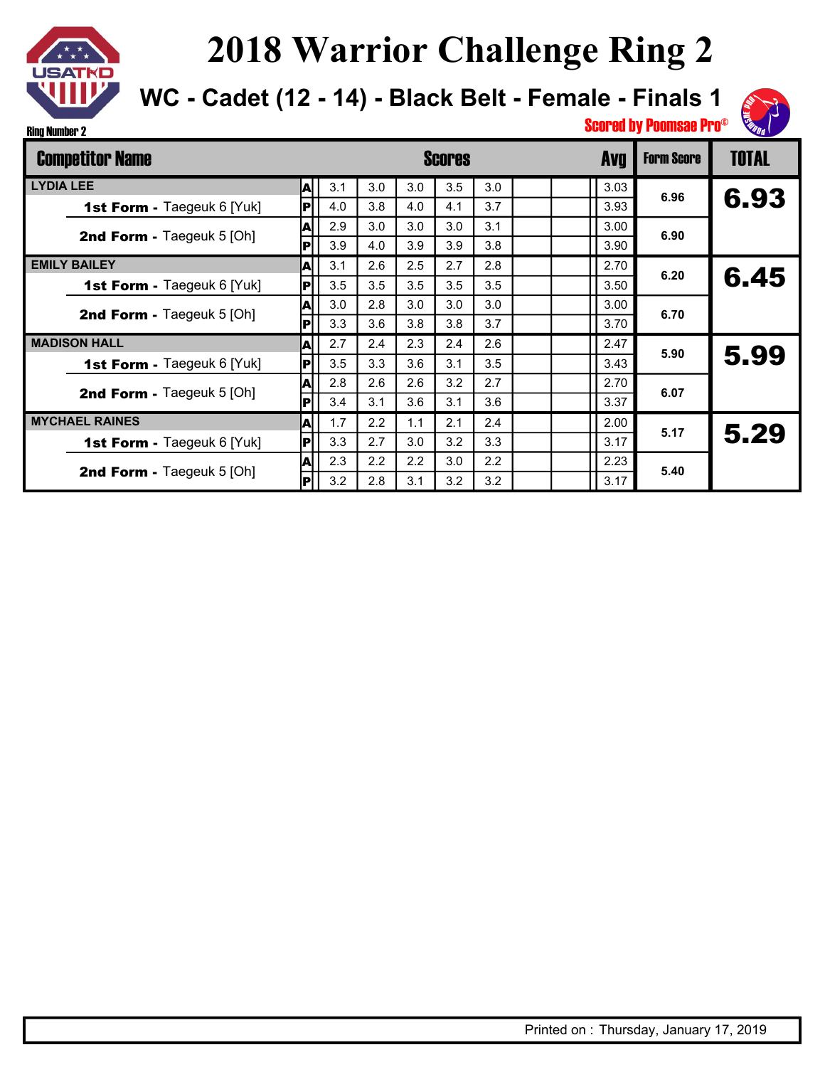# 2018 Warrior Challenge Ring 2

## WC - Cadet (12 - 14) - Black Belt - Female - Finals 1

Scored by Poomsae Pro©

Ring Number 2

| Competitor Name | | Scores | | | | | | | Avg | Form Score | TOTAL |
|---|---|---|---|---|---|---|---|---|---|---|---|
| LYDIA LEE | A | 3.1 | 3.0 | 3.0 | 3.5 | 3.0 | | | 3.03 | 6.96 | 6.93 |
| **1st Form -** Taegeuk 6 [Yuk] | P | 4.0 | 3.8 | 4.0 | 4.1 | 3.7 | | | 3.93 | | |
| **2nd Form -** Taegeuk 5 [Oh] | A | 2.9 | 3.0 | 3.0 | 3.0 | 3.1 | | | 3.00 | 6.90 | |
| | P | 3.9 | 4.0 | 3.9 | 3.9 | 3.8 | | | 3.90 | | |
| EMILY BAILEY | A | 3.1 | 2.6 | 2.5 | 2.7 | 2.8 | | | 2.70 | 6.20 | 6.45 |
| **1st Form -** Taegeuk 6 [Yuk] | P | 3.5 | 3.5 | 3.5 | 3.5 | 3.5 | | | 3.50 | | |
| **2nd Form -** Taegeuk 5 [Oh] | A | 3.0 | 2.8 | 3.0 | 3.0 | 3.0 | | | 3.00 | 6.70 | |
| | P | 3.3 | 3.6 | 3.8 | 3.8 | 3.7 | | | 3.70 | | |
| MADISON HALL | A | 2.7 | 2.4 | 2.3 | 2.4 | 2.6 | | | 2.47 | 5.90 | 5.99 |
| **1st Form -** Taegeuk 6 [Yuk] | P | 3.5 | 3.3 | 3.6 | 3.1 | 3.5 | | | 3.43 | | |
| **2nd Form -** Taegeuk 5 [Oh] | A | 2.8 | 2.6 | 2.6 | 3.2 | 2.7 | | | 2.70 | 6.07 | |
| | P | 3.4 | 3.1 | 3.6 | 3.1 | 3.6 | | | 3.37 | | |
| MYCHAEL RAINES | A | 1.7 | 2.2 | 1.1 | 2.1 | 2.4 | | | 2.00 | 5.17 | 5.29 |
| **1st Form -** Taegeuk 6 [Yuk] | P | 3.3 | 2.7 | 3.0 | 3.2 | 3.3 | | | 3.17 | | |
| **2nd Form -** Taegeuk 5 [Oh] | A | 2.3 | 2.2 | 2.2 | 3.0 | 2.2 | | | 2.23 | 5.40 | |
| | P | 3.2 | 2.8 | 3.1 | 3.2 | 3.2 | | | 3.17 | | |

Printed on : Thursday, January 17, 2019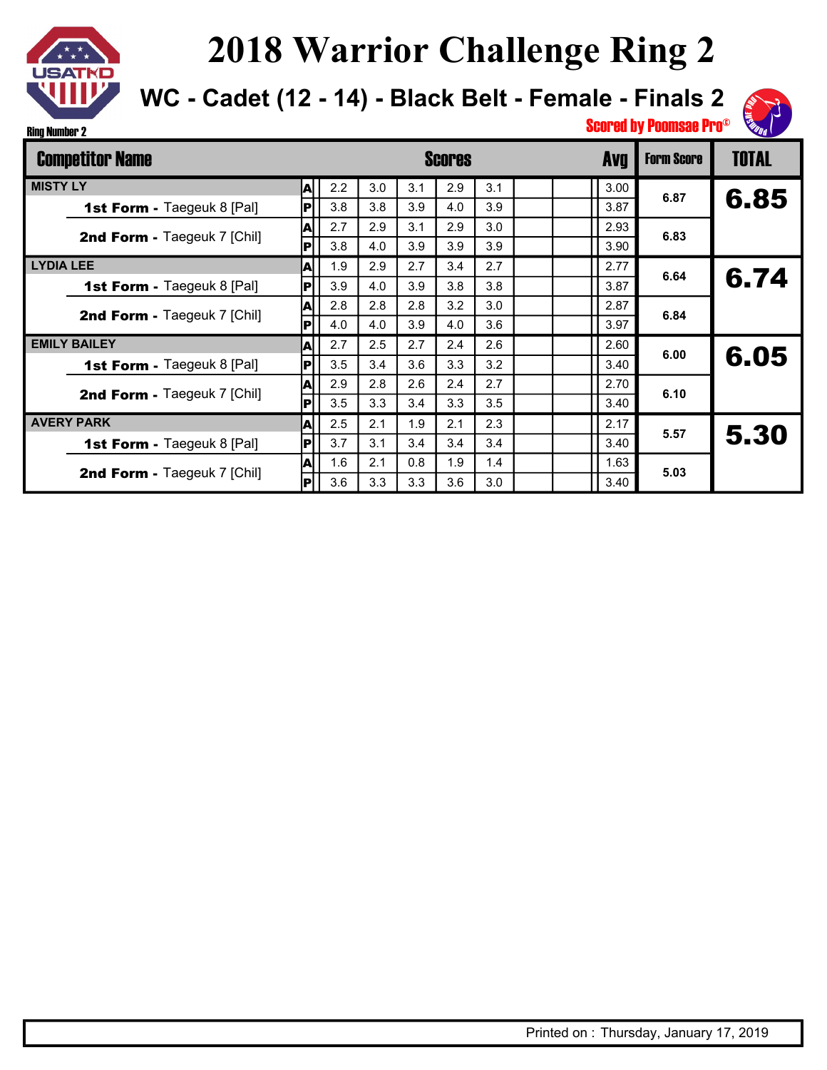# 2018 Warrior Challenge Ring 2

## WC - Cadet (12 - 14) - Black Belt - Female - Finals 2

Ring Number 2

Scored by Poomsae Pro©

| Competitor Name | | Scores | | | | | | | Avg | Form Score | TOTAL |
|---|---|---|---|---|---|---|---|---|---|---|---|
| MISTY LY | A | 2.2 | 3.0 | 3.1 | 2.9 | 3.1 | | | 3.00 | 6.87 | 6.85 |
| **1st Form -** Taegeuk 8 [Pal] | P | 3.8 | 3.8 | 3.9 | 4.0 | 3.9 | | | 3.87 | | |
| **2nd Form -** Taegeuk 7 [Chil] | A | 2.7 | 2.9 | 3.1 | 2.9 | 3.0 | | | 2.93 | 6.83 | |
| | P | 3.8 | 4.0 | 3.9 | 3.9 | 3.9 | | | 3.90 | | |
| LYDIA LEE | A | 1.9 | 2.9 | 2.7 | 3.4 | 2.7 | | | 2.77 | 6.64 | 6.74 |
| **1st Form -** Taegeuk 8 [Pal] | P | 3.9 | 4.0 | 3.9 | 3.8 | 3.8 | | | 3.87 | | |
| **2nd Form -** Taegeuk 7 [Chil] | A | 2.8 | 2.8 | 2.8 | 3.2 | 3.0 | | | 2.87 | 6.84 | |
| | P | 4.0 | 4.0 | 3.9 | 4.0 | 3.6 | | | 3.97 | | |
| EMILY BAILEY | A | 2.7 | 2.5 | 2.7 | 2.4 | 2.6 | | | 2.60 | 6.00 | 6.05 |
| **1st Form -** Taegeuk 8 [Pal] | P | 3.5 | 3.4 | 3.6 | 3.3 | 3.2 | | | 3.40 | | |
| **2nd Form -** Taegeuk 7 [Chil] | A | 2.9 | 2.8 | 2.6 | 2.4 | 2.7 | | | 2.70 | 6.10 | |
| | P | 3.5 | 3.3 | 3.4 | 3.3 | 3.5 | | | 3.40 | | |
| AVERY PARK | A | 2.5 | 2.1 | 1.9 | 2.1 | 2.3 | | | 2.17 | 5.57 | 5.30 |
| **1st Form -** Taegeuk 8 [Pal] | P | 3.7 | 3.1 | 3.4 | 3.4 | 3.4 | | | 3.40 | | |
| **2nd Form -** Taegeuk 7 [Chil] | A | 1.6 | 2.1 | 0.8 | 1.9 | 1.4 | | | 1.63 | 5.03 | |
| | P | 3.6 | 3.3 | 3.3 | 3.6 | 3.0 | | | 3.40 | | |

Printed on : Thursday, January 17, 2019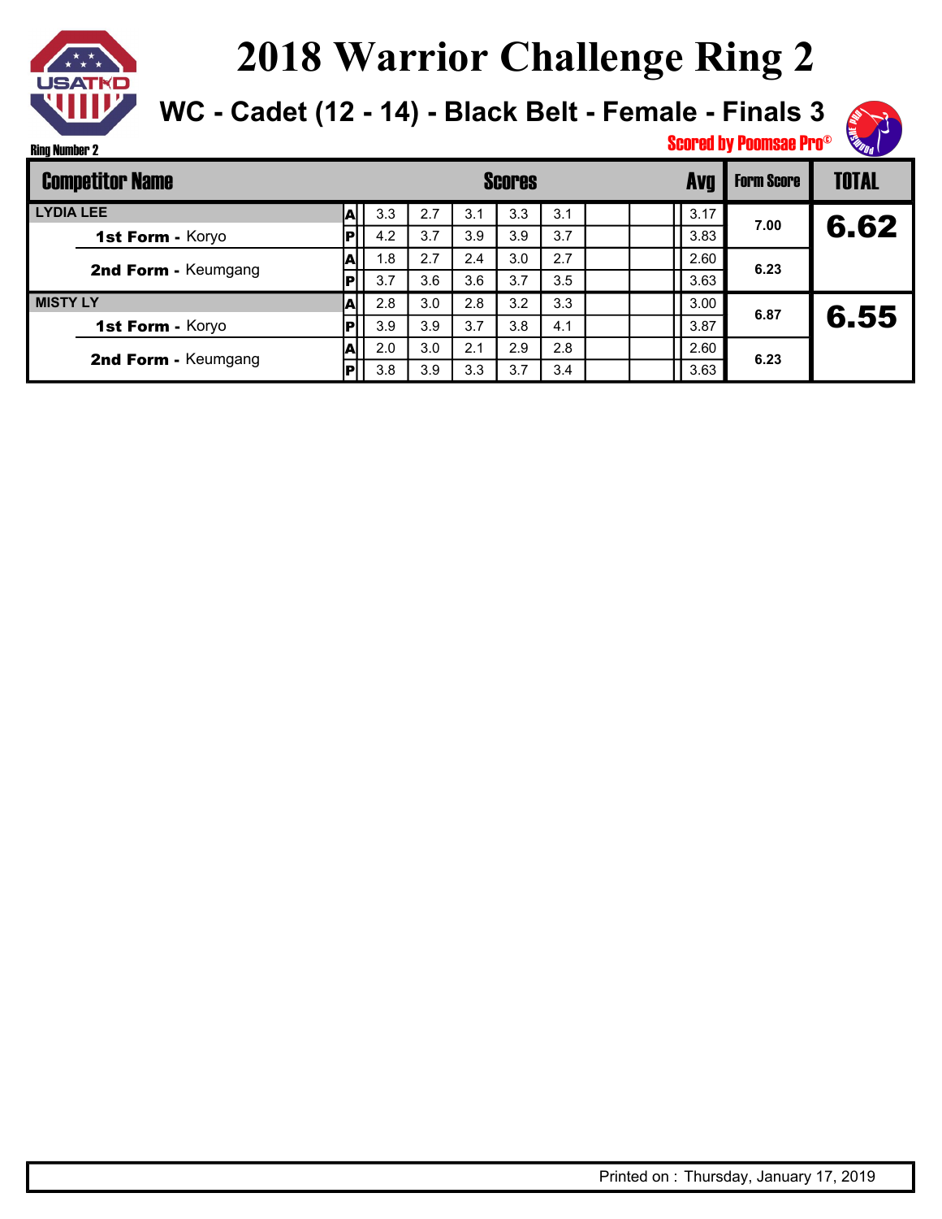# 2018 Warrior Challenge Ring 2

## WC - Cadet (12 - 14) - Black Belt - Female - Finals 3

Ring Number 2

Scored by Poomsae Pro©

| Competitor Name | | Scores | | | | | | | Avg | Form Score | TOTAL |
|---|---|---|---|---|---|---|---|---|---|---|---|
| **LYDIA LEE** | A | 3.3 | 2.7 | 3.1 | 3.3 | 3.1 | | | 3.17 | 7.00 | **6.62** |
| **1st Form -** Koryo | P | 4.2 | 3.7 | 3.9 | 3.9 | 3.7 | | | 3.83 | | |
| **2nd Form -** Keumgang | A | 1.8 | 2.7 | 2.4 | 3.0 | 2.7 | | | 2.60 | 6.23 | |
| | P | 3.7 | 3.6 | 3.6 | 3.7 | 3.5 | | | 3.63 | | |
| **MISTY LY** | A | 2.8 | 3.0 | 2.8 | 3.2 | 3.3 | | | 3.00 | 6.87 | **6.55** |
| **1st Form -** Koryo | P | 3.9 | 3.9 | 3.7 | 3.8 | 4.1 | | | 3.87 | | |
| **2nd Form -** Keumgang | A | 2.0 | 3.0 | 2.1 | 2.9 | 2.8 | | | 2.60 | 6.23 | |
| | P | 3.8 | 3.9 | 3.3 | 3.7 | 3.4 | | | 3.63 | | |

Printed on : Thursday, January 17, 2019